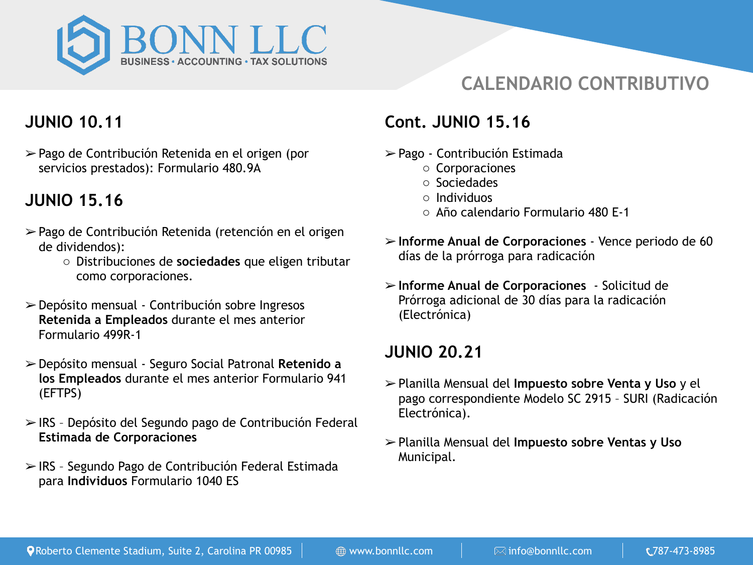# BONN LLC

BUSINESS • ACCOUNTING • TAX SOLUTIONS

## CALENDARIO CONTRIBUTIVO

### JUNIO 10.11

- Pago de Contribución Retenida en el origen (por servicios prestados): Formulario 480.9A

### JUNIO 15.16

- Pago de Contribución Retenida (retención en el origen de dividendos):
  - Distribuciones de **sociedades** que eligen tributar como corporaciones.
- Depósito mensual - Contribución sobre Ingresos **Retenida a Empleados** durante el mes anterior Formulario 499R-1
- Depósito mensual - Seguro Social Patronal **Retenido a los Empleados** durante el mes anterior Formulario 941 (EFTPS)
- IRS – Depósito del Segundo pago de Contribución Federal **Estimada de Corporaciones**
- IRS – Segundo Pago de Contribución Federal Estimada para **Individuos** Formulario 1040 ES

### Cont. JUNIO 15.16

- Pago - Contribución Estimada
  - Corporaciones
  - Sociedades
  - Individuos
  - Año calendario Formulario 480 E-1
- **Informe Anual de Corporaciones** - Vence periodo de 60 días de la prórroga para radicación
- **Informe Anual de Corporaciones** - Solicitud de Prórroga adicional de 30 días para la radicación (Electrónica)

### JUNIO 20.21

- Planilla Mensual del **Impuesto sobre Venta y Uso** y el pago correspondiente Modelo SC 2915 – SURI (Radicación Electrónica).
- Planilla Mensual del **Impuesto sobre Ventas y Uso** Municipal.

Roberto Clemente Stadium, Suite 2, Carolina PR 00985 | www.bonnllc.com | info@bonnllc.com | 787-473-8985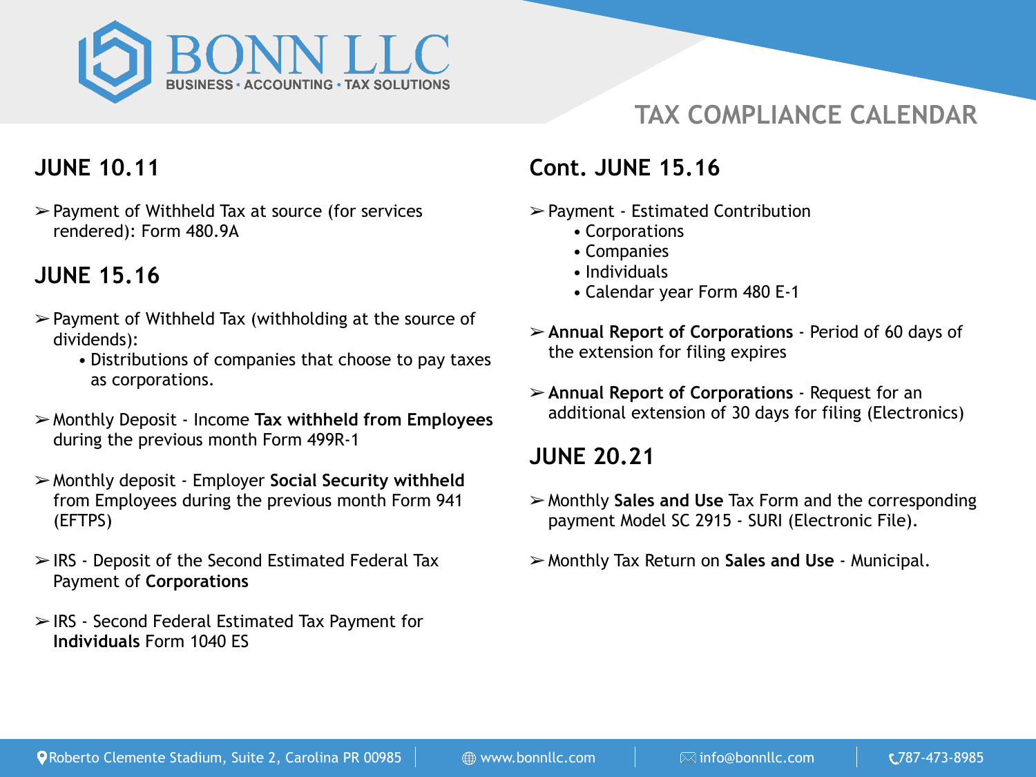# TAX COMPLIANCE CALENDAR

## JUNE 10.11

- Payment of Withheld Tax at source (for services rendered): Form 480.9A

## JUNE 15.16

- Payment of Withheld Tax (withholding at the source of dividends):
  - Distributions of companies that choose to pay taxes as corporations.
- Monthly Deposit - Income **Tax withheld from Employees** during the previous month Form 499R-1
- Monthly deposit - Employer **Social Security withheld** from Employees during the previous month Form 941 (EFTPS)
- IRS - Deposit of the Second Estimated Federal Tax Payment of **Corporations**
- IRS - Second Federal Estimated Tax Payment for **Individuals** Form 1040 ES

## Cont. JUNE 15.16

- Payment - Estimated Contribution
  - Corporations
  - Companies
  - Individuals
  - Calendar year Form 480 E-1
- **Annual Report of Corporations** - Period of 60 days of the extension for filing expires
- **Annual Report of Corporations** - Request for an additional extension of 30 days for filing (Electronics)

## JUNE 20.21

- Monthly **Sales and Use** Tax Form and the corresponding payment Model SC 2915 - SURI (Electronic File).
- Monthly Tax Return on **Sales and Use** - Municipal.